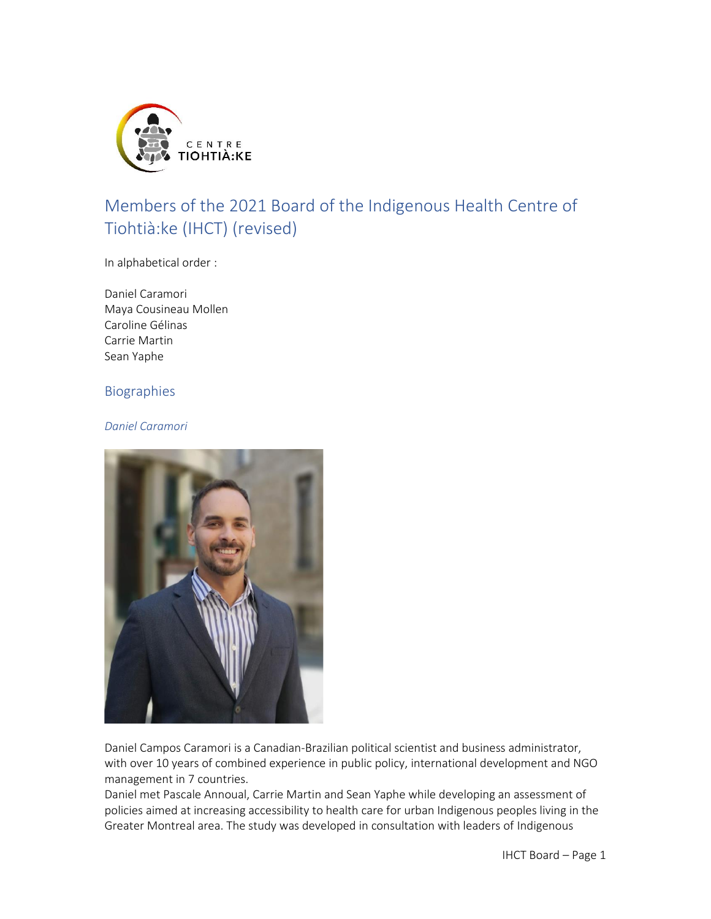# Members of the 2021 Board of the Indigenous Health Centre of Tiohtià:ke (IHCT) (revised)

In alphabetical order :

Daniel Caramori
Maya Cousineau Mollen
Caroline Gélinas
Carrie Martin
Sean Yaphe

## Biographies

### *Daniel Caramori*

Daniel Campos Caramori is a Canadian-Brazilian political scientist and business administrator, with over 10 years of combined experience in public policy, international development and NGO management in 7 countries.

Daniel met Pascale Annoual, Carrie Martin and Sean Yaphe while developing an assessment of policies aimed at increasing accessibility to health care for urban Indigenous peoples living in the Greater Montreal area. The study was developed in consultation with leaders of Indigenous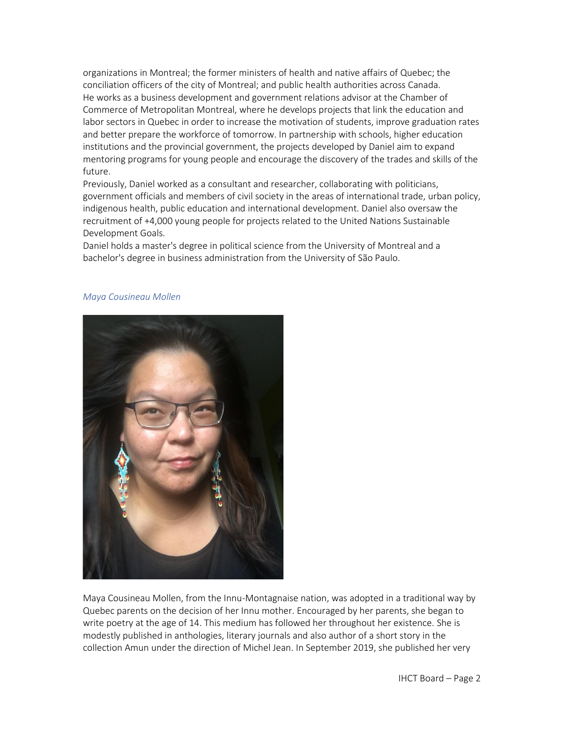organizations in Montreal; the former ministers of health and native affairs of Quebec; the conciliation officers of the city of Montreal; and public health authorities across Canada.

He works as a business development and government relations advisor at the Chamber of Commerce of Metropolitan Montreal, where he develops projects that link the education and labor sectors in Quebec in order to increase the motivation of students, improve graduation rates and better prepare the workforce of tomorrow. In partnership with schools, higher education institutions and the provincial government, the projects developed by Daniel aim to expand mentoring programs for young people and encourage the discovery of the trades and skills of the future.

Previously, Daniel worked as a consultant and researcher, collaborating with politicians, government officials and members of civil society in the areas of international trade, urban policy, indigenous health, public education and international development. Daniel also oversaw the recruitment of +4,000 young people for projects related to the United Nations Sustainable Development Goals.

Daniel holds a master's degree in political science from the University of Montreal and a bachelor's degree in business administration from the University of São Paulo.

*Maya Cousineau Mollen*

Maya Cousineau Mollen, from the Innu-Montagnaise nation, was adopted in a traditional way by Quebec parents on the decision of her Innu mother. Encouraged by her parents, she began to write poetry at the age of 14. This medium has followed her throughout her existence. She is modestly published in anthologies, literary journals and also author of a short story in the collection Amun under the direction of Michel Jean. In September 2019, she published her very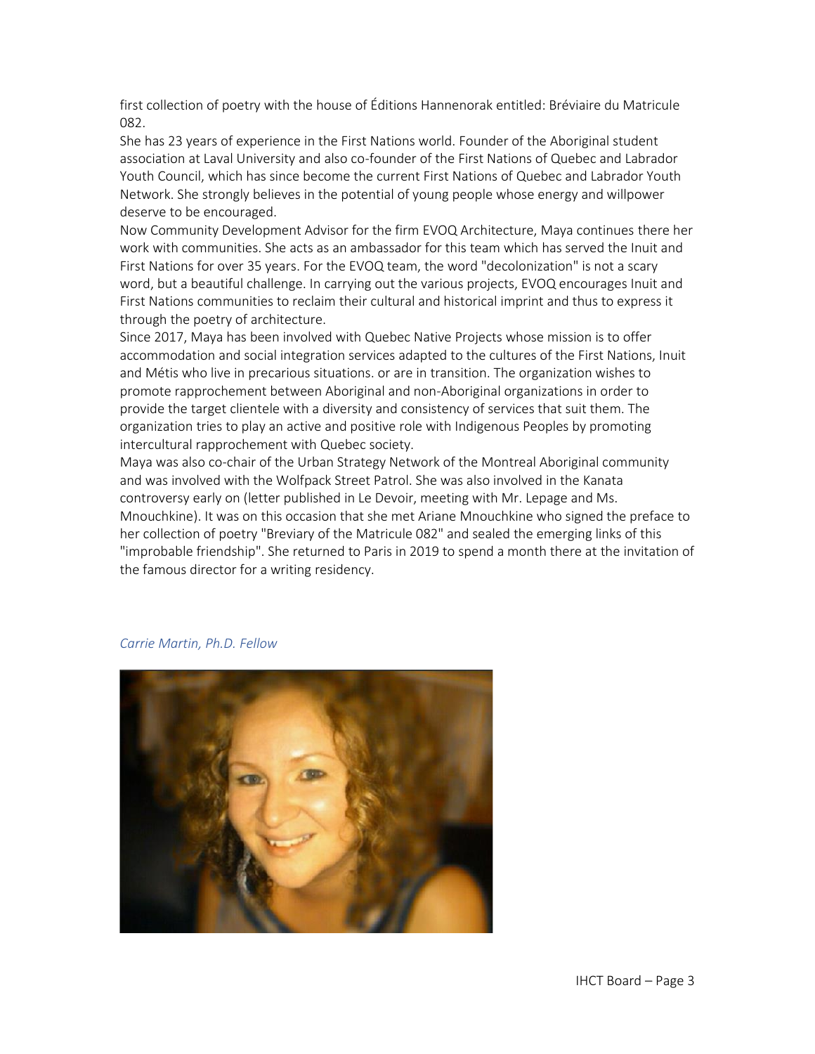first collection of poetry with the house of Éditions Hannenorak entitled: Bréviaire du Matricule 082.

She has 23 years of experience in the First Nations world. Founder of the Aboriginal student association at Laval University and also co-founder of the First Nations of Quebec and Labrador Youth Council, which has since become the current First Nations of Quebec and Labrador Youth Network. She strongly believes in the potential of young people whose energy and willpower deserve to be encouraged.

Now Community Development Advisor for the firm EVOQ Architecture, Maya continues there her work with communities. She acts as an ambassador for this team which has served the Inuit and First Nations for over 35 years. For the EVOQ team, the word "decolonization" is not a scary word, but a beautiful challenge. In carrying out the various projects, EVOQ encourages Inuit and First Nations communities to reclaim their cultural and historical imprint and thus to express it through the poetry of architecture.

Since 2017, Maya has been involved with Quebec Native Projects whose mission is to offer accommodation and social integration services adapted to the cultures of the First Nations, Inuit and Métis who live in precarious situations. or are in transition. The organization wishes to promote rapprochement between Aboriginal and non-Aboriginal organizations in order to provide the target clientele with a diversity and consistency of services that suit them. The organization tries to play an active and positive role with Indigenous Peoples by promoting intercultural rapprochement with Quebec society.

Maya was also co-chair of the Urban Strategy Network of the Montreal Aboriginal community and was involved with the Wolfpack Street Patrol. She was also involved in the Kanata controversy early on (letter published in Le Devoir, meeting with Mr. Lepage and Ms. Mnouchkine). It was on this occasion that she met Ariane Mnouchkine who signed the preface to her collection of poetry "Breviary of the Matricule 082" and sealed the emerging links of this "improbable friendship". She returned to Paris in 2019 to spend a month there at the invitation of the famous director for a writing residency.

*Carrie Martin, Ph.D. Fellow*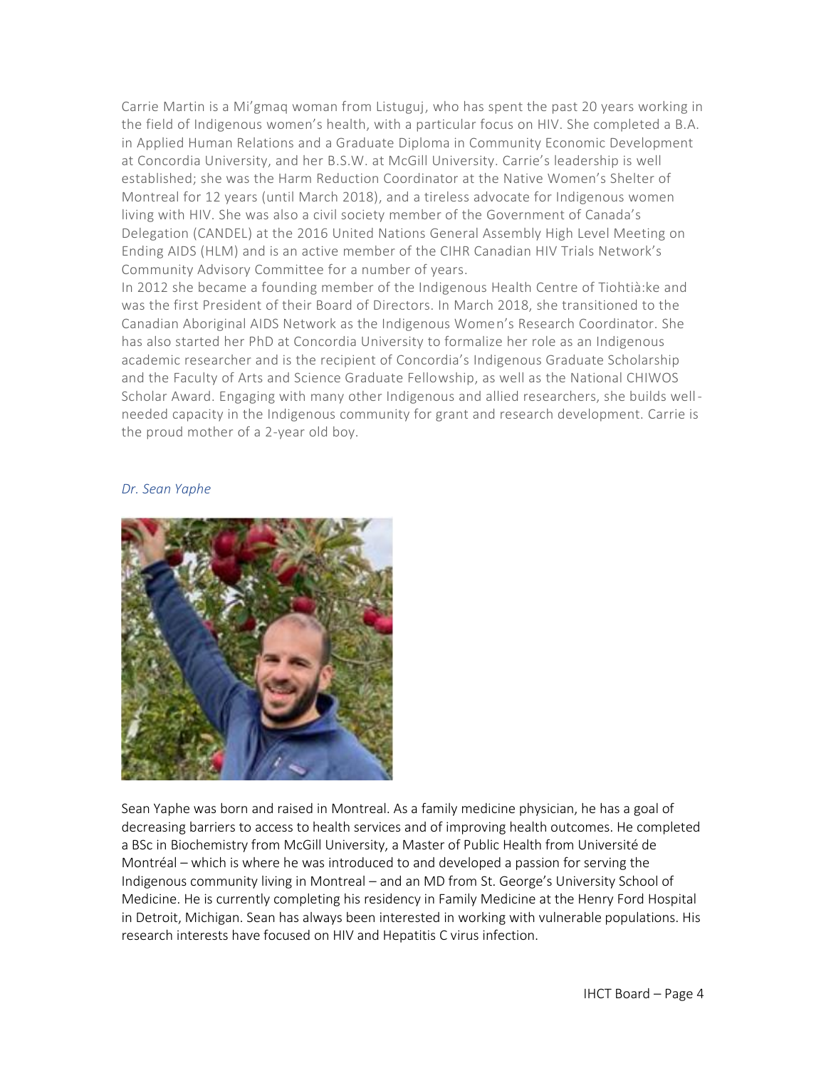Carrie Martin is a Mi'gmaq woman from Listuguj, who has spent the past 20 years working in the field of Indigenous women's health, with a particular focus on HIV. She completed a B.A. in Applied Human Relations and a Graduate Diploma in Community Economic Development at Concordia University, and her B.S.W. at McGill University. Carrie's leadership is well established; she was the Harm Reduction Coordinator at the Native Women's Shelter of Montreal for 12 years (until March 2018), and a tireless advocate for Indigenous women living with HIV. She was also a civil society member of the Government of Canada's Delegation (CANDEL) at the 2016 United Nations General Assembly High Level Meeting on Ending AIDS (HLM) and is an active member of the CIHR Canadian HIV Trials Network's Community Advisory Committee for a number of years.

In 2012 she became a founding member of the Indigenous Health Centre of Tiohtià:ke and was the first President of their Board of Directors. In March 2018, she transitioned to the Canadian Aboriginal AIDS Network as the Indigenous Women's Research Coordinator. She has also started her PhD at Concordia University to formalize her role as an Indigenous academic researcher and is the recipient of Concordia's Indigenous Graduate Scholarship and the Faculty of Arts and Science Graduate Fellowship, as well as the National CHIWOS Scholar Award. Engaging with many other Indigenous and allied researchers, she builds well-needed capacity in the Indigenous community for grant and research development. Carrie is the proud mother of a 2-year old boy.

*Dr. Sean Yaphe*

Sean Yaphe was born and raised in Montreal. As a family medicine physician, he has a goal of decreasing barriers to access to health services and of improving health outcomes. He completed a BSc in Biochemistry from McGill University, a Master of Public Health from Université de Montréal – which is where he was introduced to and developed a passion for serving the Indigenous community living in Montreal – and an MD from St. George's University School of Medicine. He is currently completing his residency in Family Medicine at the Henry Ford Hospital in Detroit, Michigan. Sean has always been interested in working with vulnerable populations. His research interests have focused on HIV and Hepatitis C virus infection.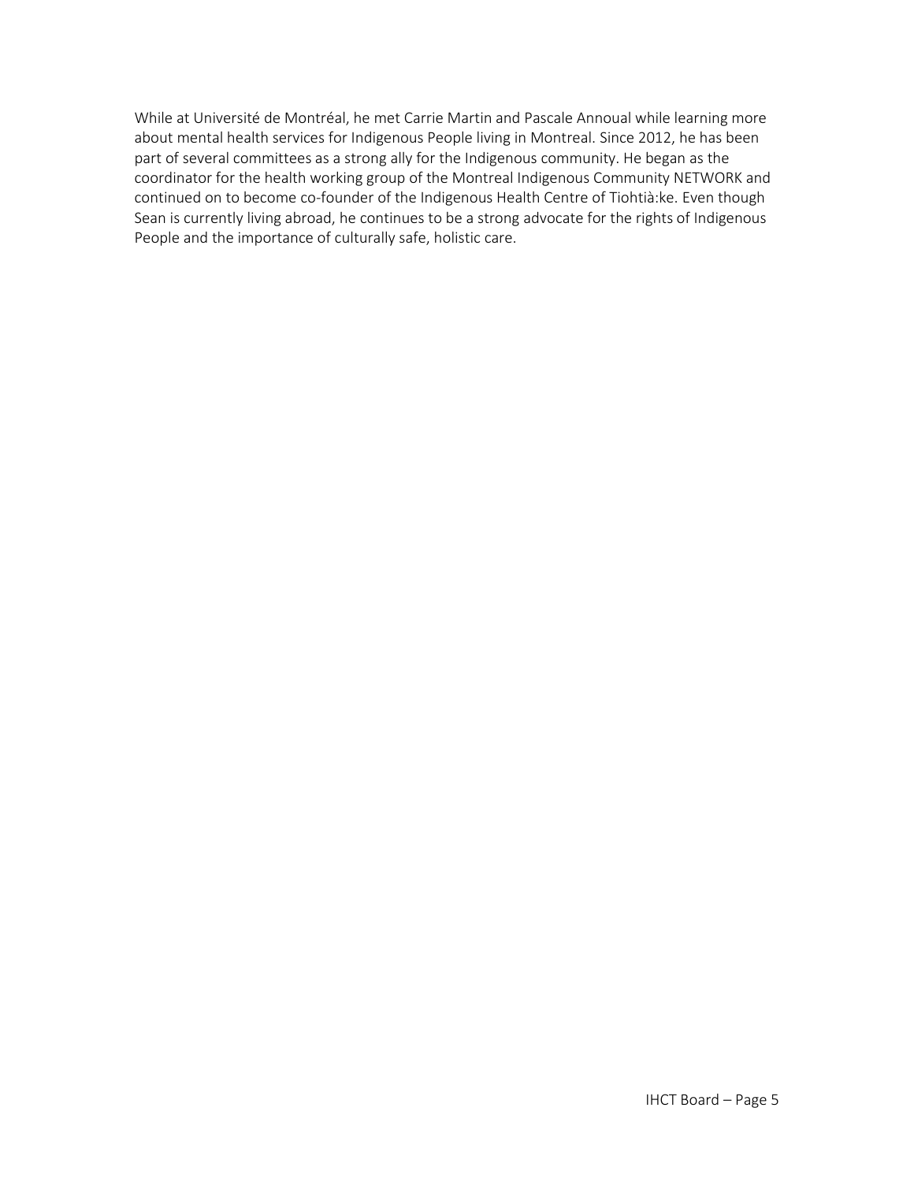While at Université de Montréal, he met Carrie Martin and Pascale Annoual while learning more about mental health services for Indigenous People living in Montreal. Since 2012, he has been part of several committees as a strong ally for the Indigenous community. He began as the coordinator for the health working group of the Montreal Indigenous Community NETWORK and continued on to become co-founder of the Indigenous Health Centre of Tiohtià:ke. Even though Sean is currently living abroad, he continues to be a strong advocate for the rights of Indigenous People and the importance of culturally safe, holistic care.